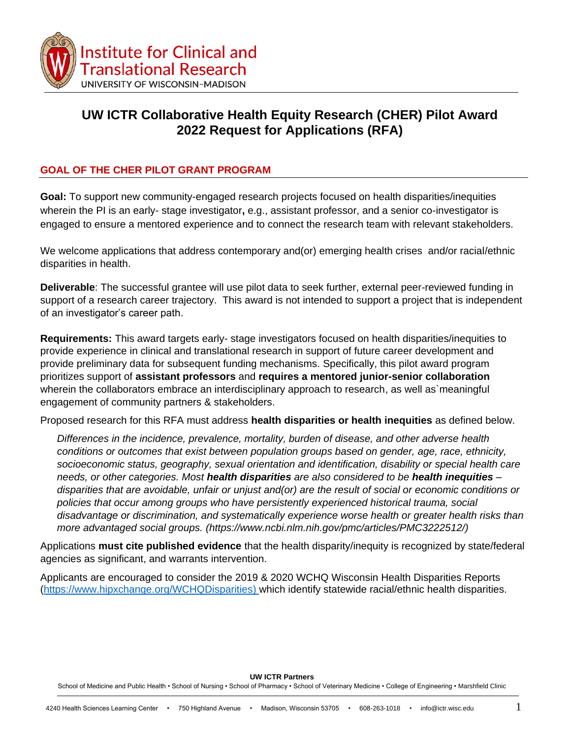Institute for Clinical and Translational Research
UNIVERSITY OF WISCONSIN–MADISON

# UW ICTR Collaborative Health Equity Research (CHER) Pilot Award 2022 Request for Applications (RFA)

## GOAL OF THE CHER PILOT GRANT PROGRAM

**Goal:** To support new community-engaged research projects focused on health disparities/inequities wherein the PI is an early- stage investigator**,** e.g., assistant professor, and a senior co-investigator is engaged to ensure a mentored experience and to connect the research team with relevant stakeholders.

We welcome applications that address contemporary and(or) emerging health crises and/or racial/ethnic disparities in health.

**Deliverable**: The successful grantee will use pilot data to seek further, external peer-reviewed funding in support of a research career trajectory. This award is not intended to support a project that is independent of an investigator's career path.

**Requirements:** This award targets early- stage investigators focused on health disparities/inequities to provide experience in clinical and translational research in support of future career development and provide preliminary data for subsequent funding mechanisms. Specifically, this pilot award program prioritizes support of **assistant professors** and **requires a mentored junior-senior collaboration** wherein the collaborators embrace an interdisciplinary approach to research, as well as`meaningful engagement of community partners & stakeholders.

Proposed research for this RFA must address **health disparities or health inequities** as defined below.

> *Differences in the incidence, prevalence, mortality, burden of disease, and other adverse health conditions or outcomes that exist between population groups based on gender, age, race, ethnicity, socioeconomic status, geography, sexual orientation and identification, disability or special health care needs, or other categories. Most **health disparities** are also considered to be **health inequities** – disparities that are avoidable, unfair or unjust and(or) are the result of social or economic conditions or policies that occur among groups who have persistently experienced historical trauma, social disadvantage or discrimination, and systematically experience worse health or greater health risks than more advantaged social groups. (https://www.ncbi.nlm.nih.gov/pmc/articles/PMC3222512/)*

Applications **must cite published evidence** that the health disparity/inequity is recognized by state/federal agencies as significant, and warrants intervention.

Applicants are encouraged to consider the 2019 & 2020 WCHQ Wisconsin Health Disparities Reports (https://www.hipxchange.org/WCHQDisparities) which identify statewide racial/ethnic health disparities.

**UW ICTR Partners**

School of Medicine and Public Health • School of Nursing • School of Pharmacy • School of Veterinary Medicine • College of Engineering • Marshfield Clinic

4240 Health Sciences Learning Center • 750 Highland Avenue • Madison, Wisconsin 53705 • 608-263-1018 • info@ictr.wisc.edu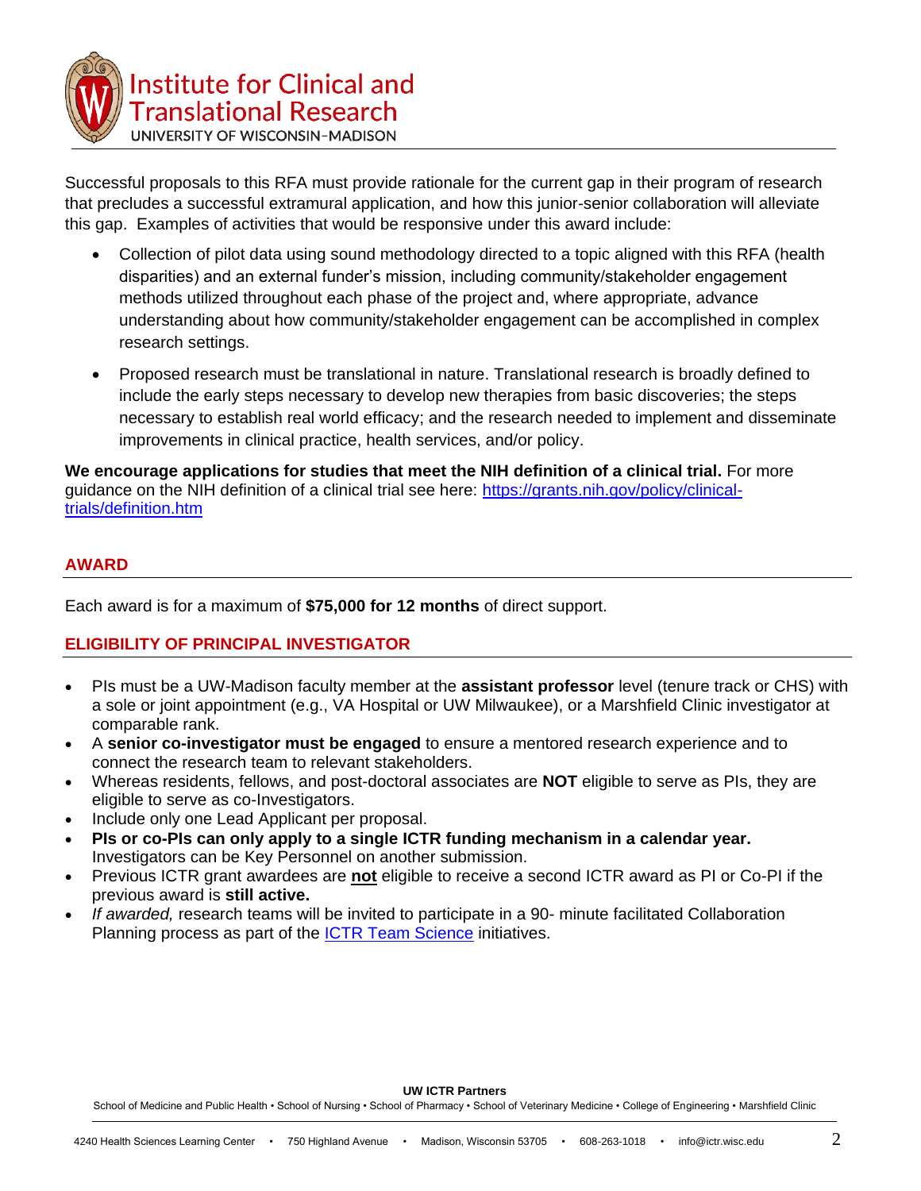Successful proposals to this RFA must provide rationale for the current gap in their program of research that precludes a successful extramural application, and how this junior-senior collaboration will alleviate this gap. Examples of activities that would be responsive under this award include:

- Collection of pilot data using sound methodology directed to a topic aligned with this RFA (health disparities) and an external funder's mission, including community/stakeholder engagement methods utilized throughout each phase of the project and, where appropriate, advance understanding about how community/stakeholder engagement can be accomplished in complex research settings.
- Proposed research must be translational in nature. Translational research is broadly defined to include the early steps necessary to develop new therapies from basic discoveries; the steps necessary to establish real world efficacy; and the research needed to implement and disseminate improvements in clinical practice, health services, and/or policy.

**We encourage applications for studies that meet the NIH definition of a clinical trial.** For more guidance on the NIH definition of a clinical trial see here: [https://grants.nih.gov/policy/clinical-trials/definition.htm](https://grants.nih.gov/policy/clinical-trials/definition.htm)

## AWARD

Each award is for a maximum of **$75,000 for 12 months** of direct support.

## ELIGIBILITY OF PRINCIPAL INVESTIGATOR

- PIs must be a UW-Madison faculty member at the **assistant professor** level (tenure track or CHS) with a sole or joint appointment (e.g., VA Hospital or UW Milwaukee), or a Marshfield Clinic investigator at comparable rank.
- A **senior co-investigator must be engaged** to ensure a mentored research experience and to connect the research team to relevant stakeholders.
- Whereas residents, fellows, and post-doctoral associates are **NOT** eligible to serve as PIs, they are eligible to serve as co-Investigators.
- Include only one Lead Applicant per proposal.
- **PIs or co-PIs can only apply to a single ICTR funding mechanism in a calendar year.** Investigators can be Key Personnel on another submission.
- Previous ICTR grant awardees are **not** eligible to receive a second ICTR award as PI or Co-PI if the previous award is **still active.**
- *If awarded,* research teams will be invited to participate in a 90- minute facilitated Collaboration Planning process as part of the [ICTR Team Science](ICTR Team Science) initiatives.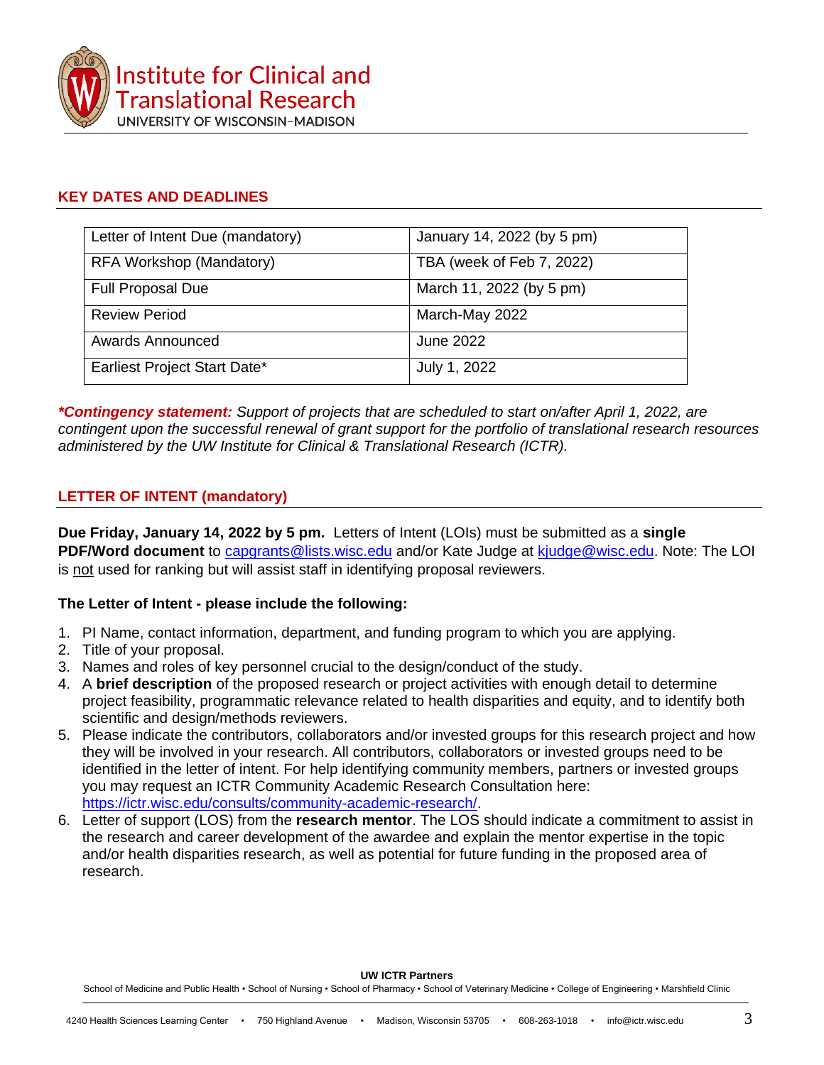## KEY DATES AND DEADLINES

| | |
|---|---|
| Letter of Intent Due (mandatory) | January 14, 2022 (by 5 pm) |
| RFA Workshop (Mandatory) | TBA (week of Feb 7, 2022) |
| Full Proposal Due | March 11, 2022 (by 5 pm) |
| Review Period | March-May 2022 |
| Awards Announced | June 2022 |
| Earliest Project Start Date* | July 1, 2022 |

***Contingency statement:*** *Support of projects that are scheduled to start on/after April 1, 2022, are contingent upon the successful renewal of grant support for the portfolio of translational research resources administered by the UW Institute for Clinical & Translational Research (ICTR).*

## LETTER OF INTENT (mandatory)

**Due Friday, January 14, 2022 by 5 pm.** Letters of Intent (LOIs) must be submitted as a **single PDF/Word document** to capgrants@lists.wisc.edu and/or Kate Judge at kjudge@wisc.edu. Note: The LOI is <u>not</u> used for ranking but will assist staff in identifying proposal reviewers.

**The Letter of Intent - please include the following:**

1. PI Name, contact information, department, and funding program to which you are applying.
2. Title of your proposal.
3. Names and roles of key personnel crucial to the design/conduct of the study.
4. A **brief description** of the proposed research or project activities with enough detail to determine project feasibility, programmatic relevance related to health disparities and equity, and to identify both scientific and design/methods reviewers.
5. Please indicate the contributors, collaborators and/or invested groups for this research project and how they will be involved in your research. All contributors, collaborators or invested groups need to be identified in the letter of intent. For help identifying community members, partners or invested groups you may request an ICTR Community Academic Research Consultation here: https://ictr.wisc.edu/consults/community-academic-research/.
6. Letter of support (LOS) from the **research mentor**. The LOS should indicate a commitment to assist in the research and career development of the awardee and explain the mentor expertise in the topic and/or health disparities research, as well as potential for future funding in the proposed area of research.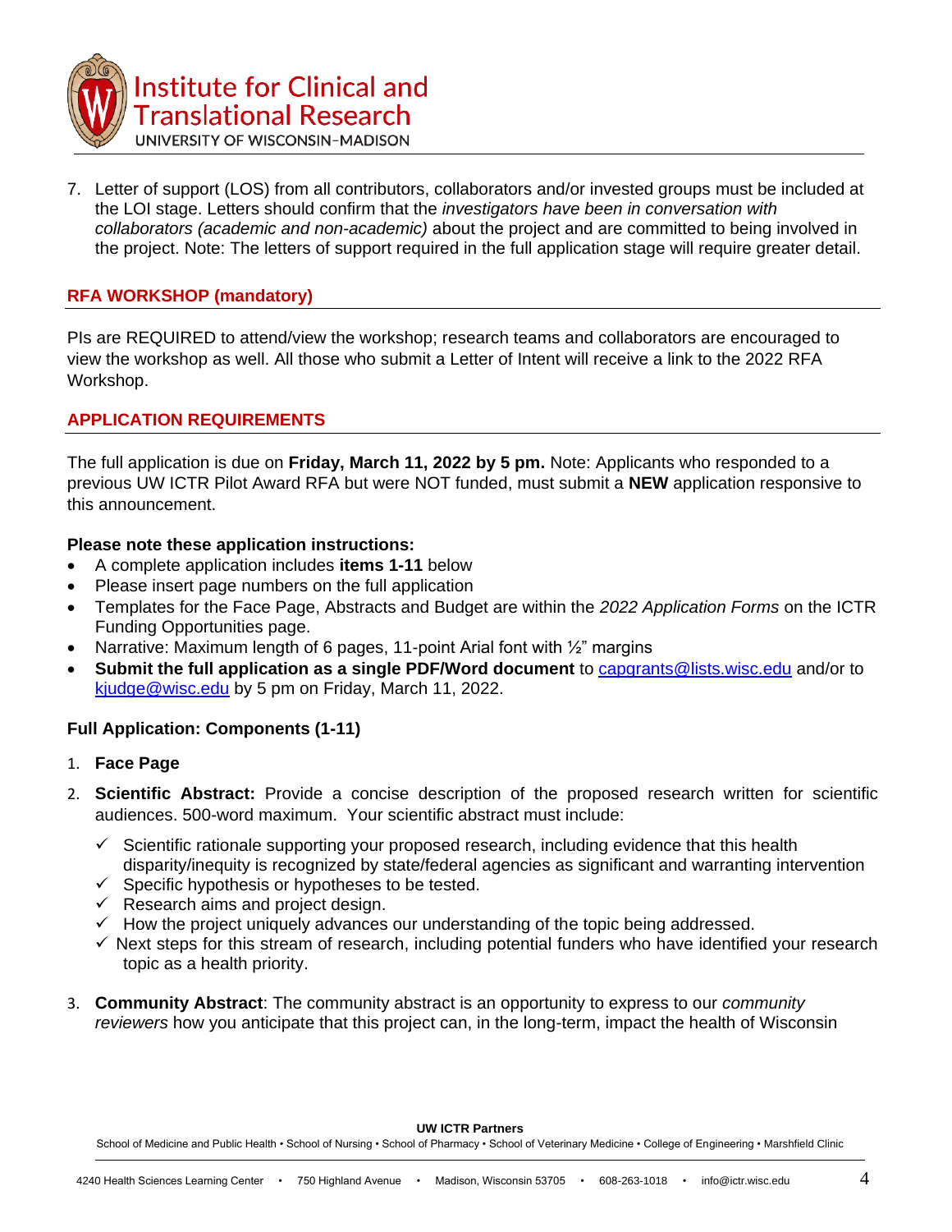7. Letter of support (LOS) from all contributors, collaborators and/or invested groups must be included at the LOI stage. Letters should confirm that the *investigators have been in conversation with collaborators (academic and non-academic)* about the project and are committed to being involved in the project. Note: The letters of support required in the full application stage will require greater detail.

## RFA WORKSHOP (mandatory)

PIs are REQUIRED to attend/view the workshop; research teams and collaborators are encouraged to view the workshop as well. All those who submit a Letter of Intent will receive a link to the 2022 RFA Workshop.

## APPLICATION REQUIREMENTS

The full application is due on **Friday, March 11, 2022 by 5 pm.** Note: Applicants who responded to a previous UW ICTR Pilot Award RFA but were NOT funded, must submit a **NEW** application responsive to this announcement.

**Please note these application instructions:**

- A complete application includes **items 1-11** below
- Please insert page numbers on the full application
- Templates for the Face Page, Abstracts and Budget are within the *2022 Application Forms* on the ICTR Funding Opportunities page.
- Narrative: Maximum length of 6 pages, 11-point Arial font with ½" margins
- **Submit the full application as a single PDF/Word document** to capgrants@lists.wisc.edu and/or to kjudge@wisc.edu by 5 pm on Friday, March 11, 2022.

**Full Application: Components (1-11)**

1. **Face Page**
2. **Scientific Abstract:** Provide a concise description of the proposed research written for scientific audiences. 500-word maximum. Your scientific abstract must include:
   - ✓ Scientific rationale supporting your proposed research, including evidence that this health disparity/inequity is recognized by state/federal agencies as significant and warranting intervention
   - ✓ Specific hypothesis or hypotheses to be tested.
   - ✓ Research aims and project design.
   - ✓ How the project uniquely advances our understanding of the topic being addressed.
   - ✓ Next steps for this stream of research, including potential funders who have identified your research topic as a health priority.
3. **Community Abstract**: The community abstract is an opportunity to express to our *community reviewers* how you anticipate that this project can, in the long-term, impact the health of Wisconsin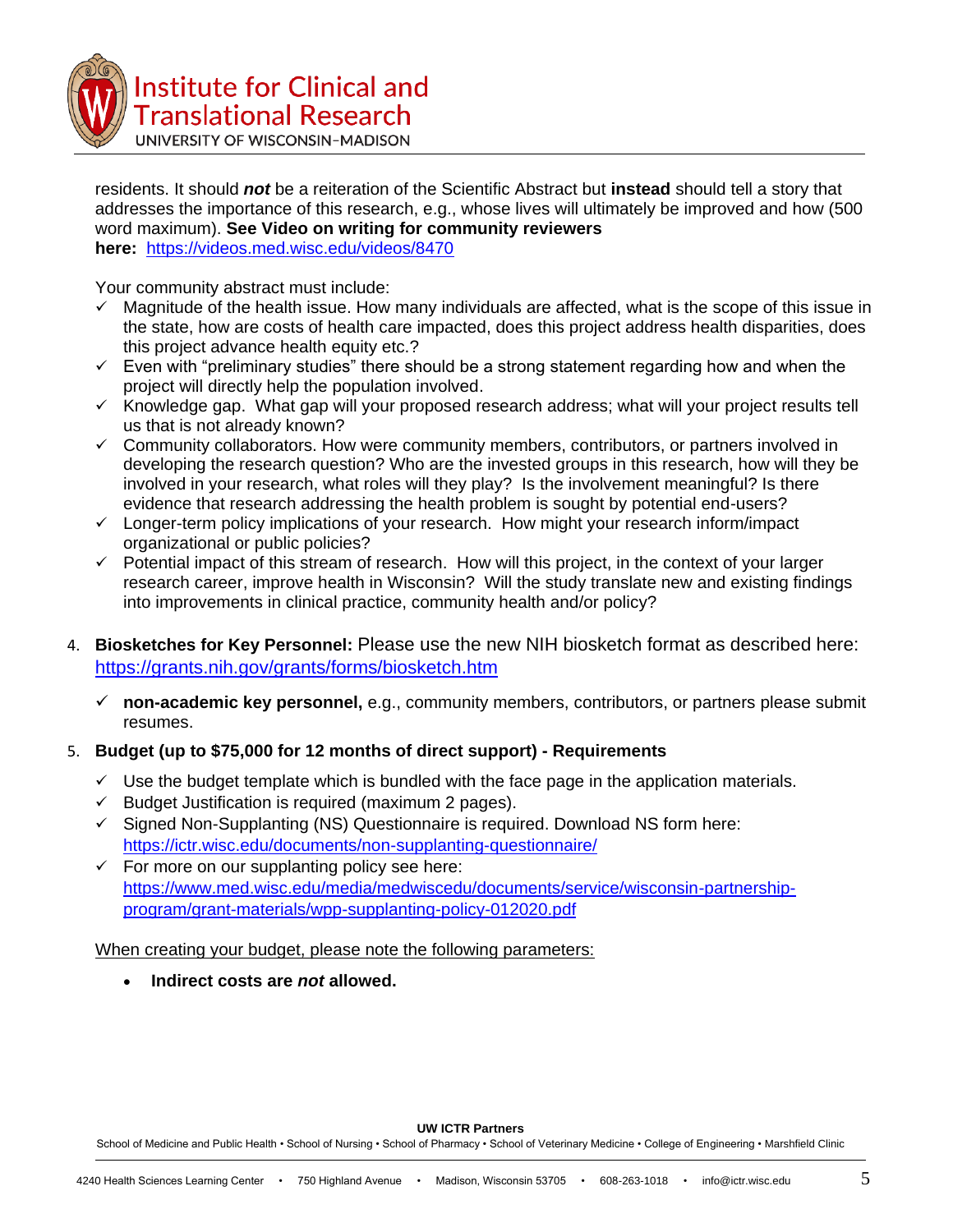residents. It should ***not*** be a reiteration of the Scientific Abstract but **instead** should tell a story that addresses the importance of this research, e.g., whose lives will ultimately be improved and how (500 word maximum). **See Video on writing for community reviewers here:** https://videos.med.wisc.edu/videos/8470

Your community abstract must include:

- ✓ Magnitude of the health issue. How many individuals are affected, what is the scope of this issue in the state, how are costs of health care impacted, does this project address health disparities, does this project advance health equity etc.?
- ✓ Even with "preliminary studies" there should be a strong statement regarding how and when the project will directly help the population involved.
- ✓ Knowledge gap. What gap will your proposed research address; what will your project results tell us that is not already known?
- ✓ Community collaborators. How were community members, contributors, or partners involved in developing the research question? Who are the invested groups in this research, how will they be involved in your research, what roles will they play? Is the involvement meaningful? Is there evidence that research addressing the health problem is sought by potential end-users?
- ✓ Longer-term policy implications of your research. How might your research inform/impact organizational or public policies?
- ✓ Potential impact of this stream of research. How will this project, in the context of your larger research career, improve health in Wisconsin? Will the study translate new and existing findings into improvements in clinical practice, community health and/or policy?

4. **Biosketches for Key Personnel:** Please use the new NIH biosketch format as described here: https://grants.nih.gov/grants/forms/biosketch.htm

   - ✓ **non-academic key personnel,** e.g., community members, contributors, or partners please submit resumes.

5. **Budget (up to $75,000 for 12 months of direct support) - Requirements**

   - ✓ Use the budget template which is bundled with the face page in the application materials.
   - ✓ Budget Justification is required (maximum 2 pages).
   - ✓ Signed Non-Supplanting (NS) Questionnaire is required. Download NS form here: https://ictr.wisc.edu/documents/non-supplanting-questionnaire/
   - ✓ For more on our supplanting policy see here: https://www.med.wisc.edu/media/medwiscedu/documents/service/wisconsin-partnership-program/grant-materials/wpp-supplanting-policy-012020.pdf

   When creating your budget, please note the following parameters:

   - **Indirect costs are *not* allowed.**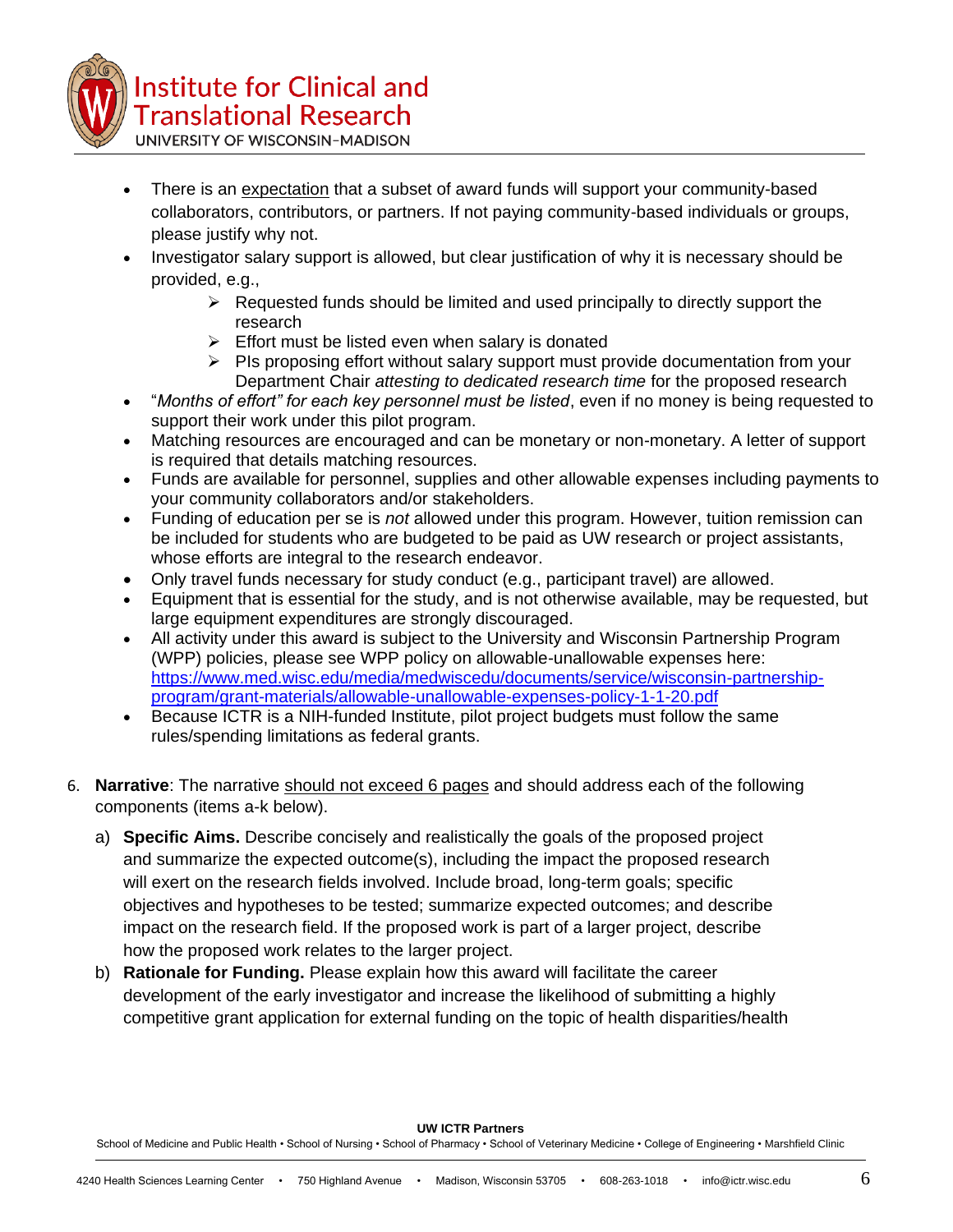- There is an <u>expectation</u> that a subset of award funds will support your community-based collaborators, contributors, or partners. If not paying community-based individuals or groups, please justify why not.
- Investigator salary support is allowed, but clear justification of why it is necessary should be provided, e.g.,
  - Requested funds should be limited and used principally to directly support the research
  - Effort must be listed even when salary is donated
  - PIs proposing effort without salary support must provide documentation from your Department Chair *attesting to dedicated research time* for the proposed research
- "*Months of effort" for each key personnel must be listed*, even if no money is being requested to support their work under this pilot program.
- Matching resources are encouraged and can be monetary or non-monetary. A letter of support is required that details matching resources.
- Funds are available for personnel, supplies and other allowable expenses including payments to your community collaborators and/or stakeholders.
- Funding of education per se is *not* allowed under this program. However, tuition remission can be included for students who are budgeted to be paid as UW research or project assistants, whose efforts are integral to the research endeavor.
- Only travel funds necessary for study conduct (e.g., participant travel) are allowed.
- Equipment that is essential for the study, and is not otherwise available, may be requested, but large equipment expenditures are strongly discouraged.
- All activity under this award is subject to the University and Wisconsin Partnership Program (WPP) policies, please see WPP policy on allowable-unallowable expenses here: [https://www.med.wisc.edu/media/medwiscedu/documents/service/wisconsin-partnership-program/grant-materials/allowable-unallowable-expenses-policy-1-1-20.pdf](https://www.med.wisc.edu/media/medwiscedu/documents/service/wisconsin-partnership-program/grant-materials/allowable-unallowable-expenses-policy-1-1-20.pdf)
- Because ICTR is a NIH-funded Institute, pilot project budgets must follow the same rules/spending limitations as federal grants.

6. **Narrative**: The narrative <u>should not exceed 6 pages</u> and should address each of the following components (items a-k below).

   a) **Specific Aims.** Describe concisely and realistically the goals of the proposed project and summarize the expected outcome(s), including the impact the proposed research will exert on the research fields involved. Include broad, long-term goals; specific objectives and hypotheses to be tested; summarize expected outcomes; and describe impact on the research field. If the proposed work is part of a larger project, describe how the proposed work relates to the larger project.

   b) **Rationale for Funding.** Please explain how this award will facilitate the career development of the early investigator and increase the likelihood of submitting a highly competitive grant application for external funding on the topic of health disparities/health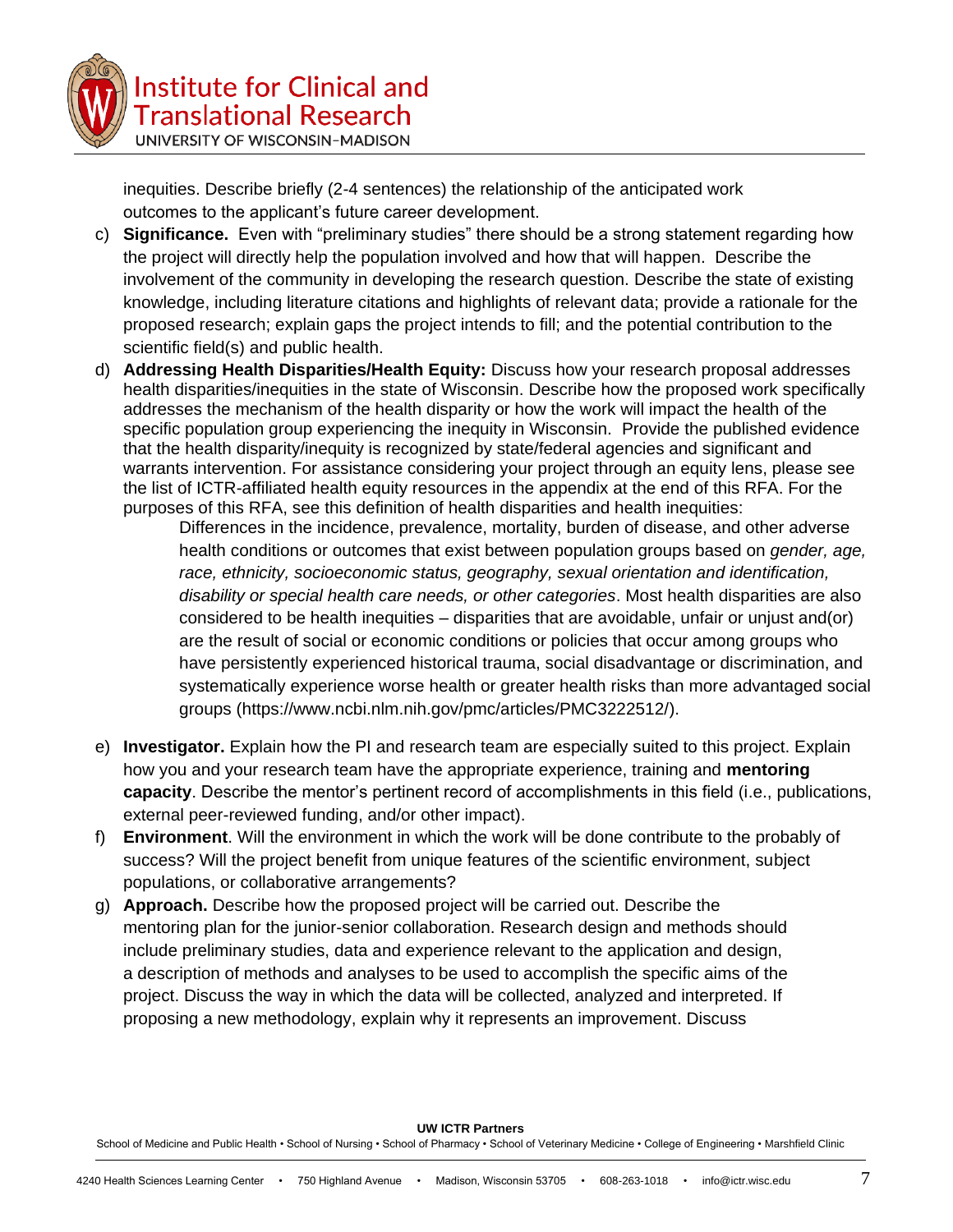inequities. Describe briefly (2-4 sentences) the relationship of the anticipated work outcomes to the applicant's future career development.

c) **Significance.** Even with "preliminary studies" there should be a strong statement regarding how the project will directly help the population involved and how that will happen. Describe the involvement of the community in developing the research question. Describe the state of existing knowledge, including literature citations and highlights of relevant data; provide a rationale for the proposed research; explain gaps the project intends to fill; and the potential contribution to the scientific field(s) and public health.

d) **Addressing Health Disparities/Health Equity:** Discuss how your research proposal addresses health disparities/inequities in the state of Wisconsin. Describe how the proposed work specifically addresses the mechanism of the health disparity or how the work will impact the health of the specific population group experiencing the inequity in Wisconsin. Provide the published evidence that the health disparity/inequity is recognized by state/federal agencies and significant and warrants intervention. For assistance considering your project through an equity lens, please see the list of ICTR-affiliated health equity resources in the appendix at the end of this RFA. For the purposes of this RFA, see this definition of health disparities and health inequities:

   Differences in the incidence, prevalence, mortality, burden of disease, and other adverse health conditions or outcomes that exist between population groups based on *gender, age, race, ethnicity, socioeconomic status, geography, sexual orientation and identification, disability or special health care needs, or other categories*. Most health disparities are also considered to be health inequities – disparities that are avoidable, unfair or unjust and(or) are the result of social or economic conditions or policies that occur among groups who have persistently experienced historical trauma, social disadvantage or discrimination, and systematically experience worse health or greater health risks than more advantaged social groups (https://www.ncbi.nlm.nih.gov/pmc/articles/PMC3222512/).

e) **Investigator.** Explain how the PI and research team are especially suited to this project. Explain how you and your research team have the appropriate experience, training and **mentoring capacity**. Describe the mentor's pertinent record of accomplishments in this field (i.e., publications, external peer-reviewed funding, and/or other impact).

f) **Environment**. Will the environment in which the work will be done contribute to the probably of success? Will the project benefit from unique features of the scientific environment, subject populations, or collaborative arrangements?

g) **Approach.** Describe how the proposed project will be carried out. Describe the mentoring plan for the junior-senior collaboration. Research design and methods should include preliminary studies, data and experience relevant to the application and design, a description of methods and analyses to be used to accomplish the specific aims of the project. Discuss the way in which the data will be collected, analyzed and interpreted. If proposing a new methodology, explain why it represents an improvement. Discuss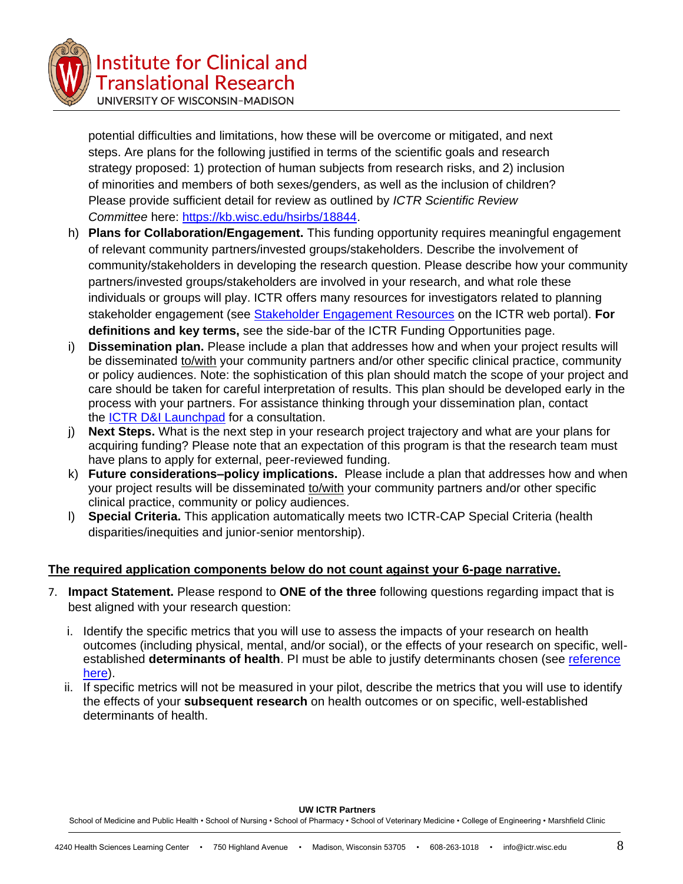potential difficulties and limitations, how these will be overcome or mitigated, and next steps. Are plans for the following justified in terms of the scientific goals and research strategy proposed: 1) protection of human subjects from research risks, and 2) inclusion of minorities and members of both sexes/genders, as well as the inclusion of children? Please provide sufficient detail for review as outlined by *ICTR Scientific Review Committee* here: https://kb.wisc.edu/hsirbs/18844.

h) **Plans for Collaboration/Engagement.** This funding opportunity requires meaningful engagement of relevant community partners/invested groups/stakeholders. Describe the involvement of community/stakeholders in developing the research question. Please describe how your community partners/invested groups/stakeholders are involved in your research, and what role these individuals or groups will play. ICTR offers many resources for investigators related to planning stakeholder engagement (see Stakeholder Engagement Resources on the ICTR web portal). **For definitions and key terms,** see the side-bar of the ICTR Funding Opportunities page.

i) **Dissemination plan.** Please include a plan that addresses how and when your project results will be disseminated to/with your community partners and/or other specific clinical practice, community or policy audiences. Note: the sophistication of this plan should match the scope of your project and care should be taken for careful interpretation of results. This plan should be developed early in the process with your partners. For assistance thinking through your dissemination plan, contact the ICTR D&I Launchpad for a consultation.

j) **Next Steps.** What is the next step in your research project trajectory and what are your plans for acquiring funding? Please note that an expectation of this program is that the research team must have plans to apply for external, peer-reviewed funding.

k) **Future considerations–policy implications.** Please include a plan that addresses how and when your project results will be disseminated to/with your community partners and/or other specific clinical practice, community or policy audiences.

l) **Special Criteria.** This application automatically meets two ICTR-CAP Special Criteria (health disparities/inequities and junior-senior mentorship).

**The required application components below do not count against your 6-page narrative.**

7. **Impact Statement.** Please respond to **ONE of the three** following questions regarding impact that is best aligned with your research question:

   i. Identify the specific metrics that you will use to assess the impacts of your research on health outcomes (including physical, mental, and/or social), or the effects of your research on specific, well-established **determinants of health**. PI must be able to justify determinants chosen (see reference here).

   ii. If specific metrics will not be measured in your pilot, describe the metrics that you will use to identify the effects of your **subsequent research** on health outcomes or on specific, well-established determinants of health.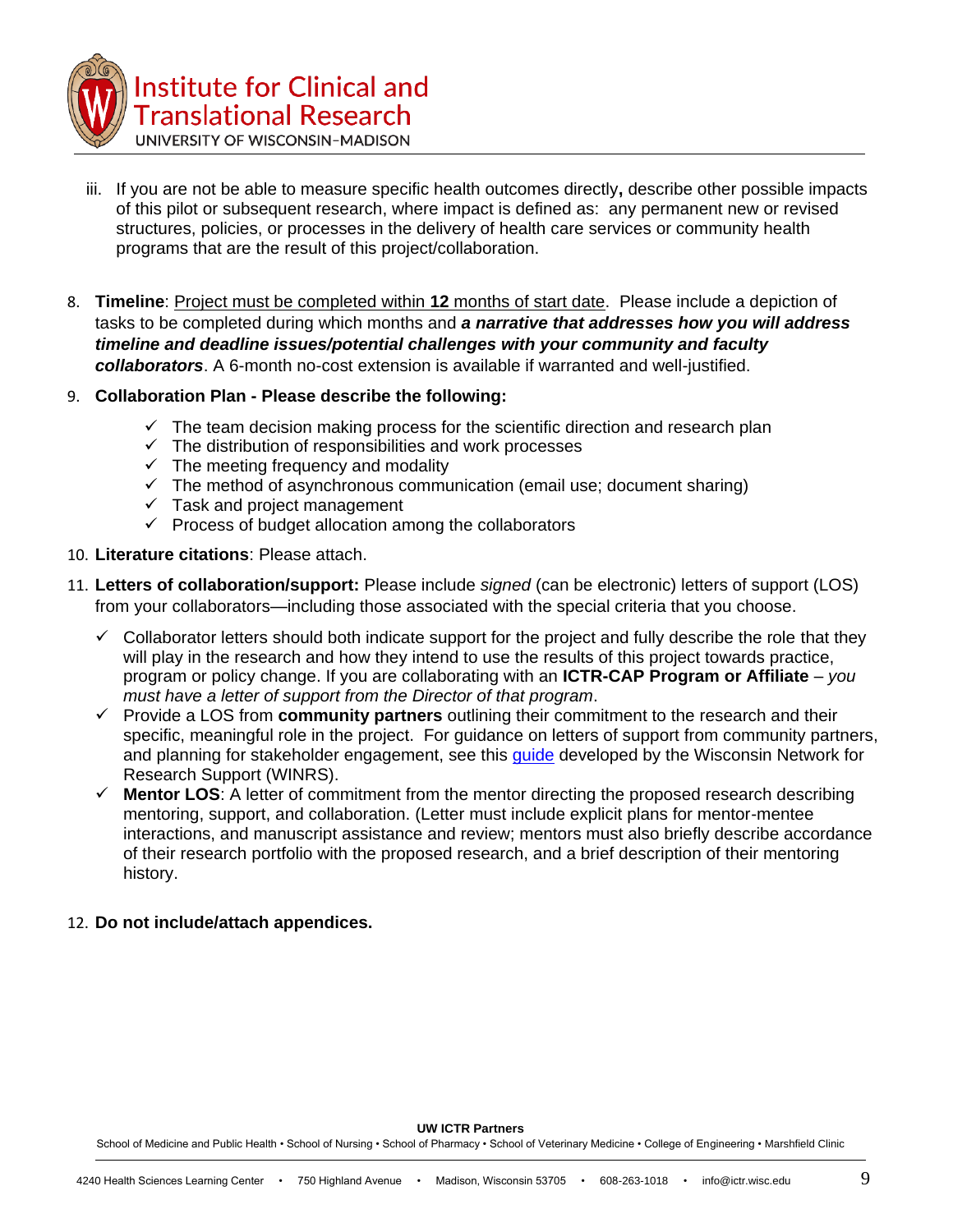iii. If you are not be able to measure specific health outcomes directly**,** describe other possible impacts of this pilot or subsequent research, where impact is defined as: any permanent new or revised structures, policies, or processes in the delivery of health care services or community health programs that are the result of this project/collaboration.

8. **Timeline**: <u>Project must be completed within **12** months of start date</u>. Please include a depiction of tasks to be completed during which months and ***a narrative that addresses how you will address timeline and deadline issues/potential challenges with your community and faculty collaborators***. A 6-month no-cost extension is available if warranted and well-justified.

9. **Collaboration Plan - Please describe the following:**
   - ✓ The team decision making process for the scientific direction and research plan
   - ✓ The distribution of responsibilities and work processes
   - ✓ The meeting frequency and modality
   - ✓ The method of asynchronous communication (email use; document sharing)
   - ✓ Task and project management
   - ✓ Process of budget allocation among the collaborators

10. **Literature citations**: Please attach.

11. **Letters of collaboration/support:** Please include *signed* (can be electronic) letters of support (LOS) from your collaborators—including those associated with the special criteria that you choose.
    - ✓ Collaborator letters should both indicate support for the project and fully describe the role that they will play in the research and how they intend to use the results of this project towards practice, program or policy change. If you are collaborating with an **ICTR-CAP Program or Affiliate** – *you must have a letter of support from the Director of that program*.
    - ✓ Provide a LOS from **community partners** outlining their commitment to the research and their specific, meaningful role in the project. For guidance on letters of support from community partners, and planning for stakeholder engagement, see this guide developed by the Wisconsin Network for Research Support (WINRS).
    - ✓ **Mentor LOS**: A letter of commitment from the mentor directing the proposed research describing mentoring, support, and collaboration. (Letter must include explicit plans for mentor-mentee interactions, and manuscript assistance and review; mentors must also briefly describe accordance of their research portfolio with the proposed research, and a brief description of their mentoring history.

12. **Do not include/attach appendices.**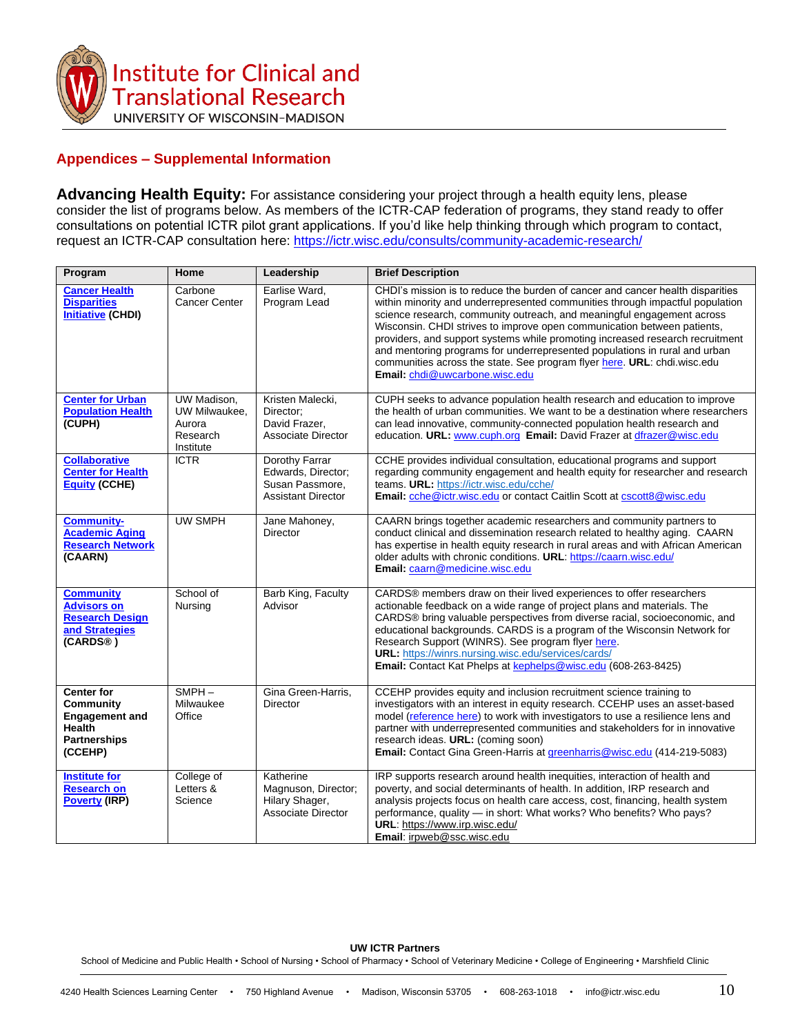## Appendices – Supplemental Information

**Advancing Health Equity:** For assistance considering your project through a health equity lens, please consider the list of programs below. As members of the ICTR-CAP federation of programs, they stand ready to offer consultations on potential ICTR pilot grant applications. If you'd like help thinking through which program to contact, request an ICTR-CAP consultation here: https://ictr.wisc.edu/consults/community-academic-research/

| Program | Home | Leadership | Brief Description |
|---|---|---|---|
| **Cancer Health Disparities Initiative (CHDI)** | Carbone Cancer Center | Earlise Ward, Program Lead | CHDI's mission is to reduce the burden of cancer and cancer health disparities within minority and underrepresented communities through impactful population science research, community outreach, and meaningful engagement across Wisconsin. CHDI strives to improve open communication between patients, providers, and support systems while promoting increased research recruitment and mentoring programs for underrepresented populations in rural and urban communities across the state. See program flyer here. **URL:** chdi.wisc.edu **Email:** chdi@uwcarbone.wisc.edu |
| **Center for Urban Population Health (CUPH)** | UW Madison, UW Milwaukee, Aurora Research Institute | Kristen Malecki, Director; David Frazer, Associate Director | CUPH seeks to advance population health research and education to improve the health of urban communities. We want to be a destination where researchers can lead innovative, community-connected population health research and education. **URL:** www.cuph.org **Email:** David Frazer at dfrazer@wisc.edu |
| **Collaborative Center for Health Equity (CCHE)** | ICTR | Dorothy Farrar Edwards, Director; Susan Passmore, Assistant Director | CCHE provides individual consultation, educational programs and support regarding community engagement and health equity for researcher and research teams. **URL:** https://ictr.wisc.edu/cche/ **Email:** cche@ictr.wisc.edu or contact Caitlin Scott at cscott8@wisc.edu |
| **Community-Academic Aging Research Network (CAARN)** | UW SMPH | Jane Mahoney, Director | CAARN brings together academic researchers and community partners to conduct clinical and dissemination research related to healthy aging. CAARN has expertise in health equity research in rural areas and with African American older adults with chronic conditions. **URL**: https://caarn.wisc.edu/ **Email:** caarn@medicine.wisc.edu |
| **Community Advisors on Research Design and Strategies (CARDS®)** | School of Nursing | Barb King, Faculty Advisor | CARDS® members draw on their lived experiences to offer researchers actionable feedback on a wide range of project plans and materials. The CARDS® bring valuable perspectives from diverse racial, socioeconomic, and educational backgrounds. CARDS is a program of the Wisconsin Network for Research Support (WINRS). See program flyer here. **URL:** https://winrs.nursing.wisc.edu/services/cards/ **Email:** Contact Kat Phelps at kephelps@wisc.edu (608-263-8425) |
| **Center for Community Engagement and Health Partnerships (CCEHP)** | SMPH – Milwaukee Office | Gina Green-Harris, Director | CCEHP provides equity and inclusion recruitment science training to investigators with an interest in equity research. CCEHP uses an asset-based model (reference here) to work with investigators to use a resilience lens and partner with underrepresented communities and stakeholders for in innovative research ideas. **URL:** (coming soon) **Email:** Contact Gina Green-Harris at greenharris@wisc.edu (414-219-5083) |
| **Institute for Research on Poverty (IRP)** | College of Letters & Science | Katherine Magnuson, Director; Hilary Shager, Associate Director | IRP supports research around health inequities, interaction of health and poverty, and social determinants of health. In addition, IRP research and analysis projects focus on health care access, cost, financing, health system performance, quality — in short: What works? Who benefits? Who pays? **URL**: https://www.irp.wisc.edu/ **Email**: irpweb@ssc.wisc.edu |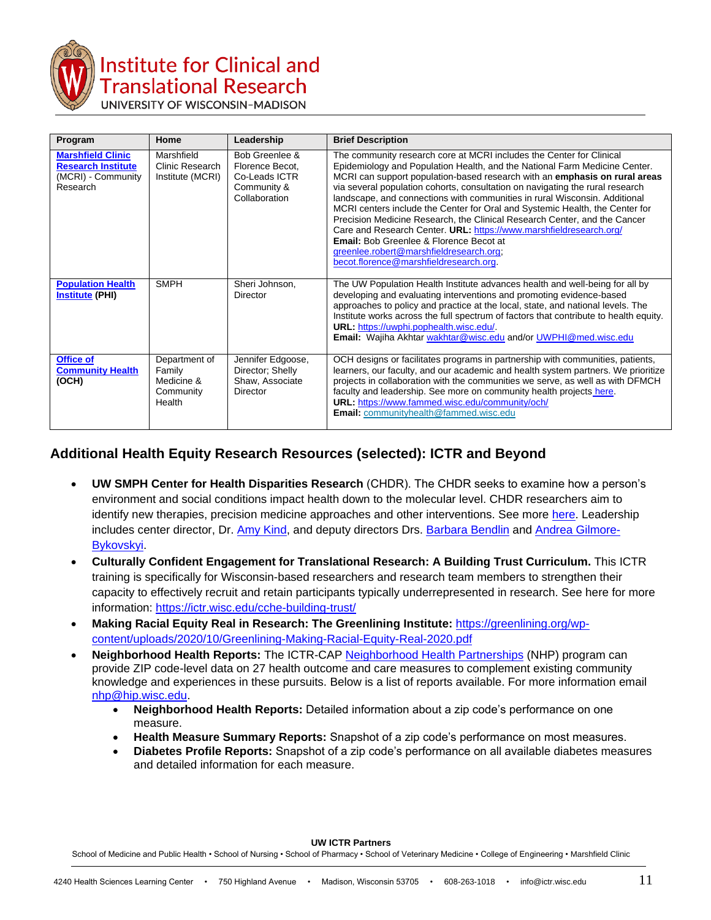| Program | Home | Leadership | Brief Description |
|---|---|---|---|
| **Marshfield Clinic Research Institute** (MCRI) - Community Research | Marshfield Clinic Research Institute (MCRI) | Bob Greenlee & Florence Becot, Co-Leads ICTR Community & Collaboration | The community research core at MCRI includes the Center for Clinical Epidemiology and Population Health, and the National Farm Medicine Center. MCRI can support population-based research with an **emphasis on rural areas** via several population cohorts, consultation on navigating the rural research landscape, and connections with communities in rural Wisconsin. Additional MCRI centers include the Center for Oral and Systemic Health, the Center for Precision Medicine Research, the Clinical Research Center, and the Cancer Care and Research Center. **URL:** https://www.marshfieldresearch.org/ **Email:** Bob Greenlee & Florence Becot at greenlee.robert@marshfieldresearch.org; becot.florence@marshfieldresearch.org. |
| **Population Health Institute (PHI)** | SMPH | Sheri Johnson, Director | The UW Population Health Institute advances health and well-being for all by developing and evaluating interventions and promoting evidence-based approaches to policy and practice at the local, state, and national levels. The Institute works across the full spectrum of factors that contribute to health equity. **URL:** https://uwphi.pophealth.wisc.edu/. **Email:** Wajiha Akhtar wakhtar@wisc.edu and/or UWPHI@med.wisc.edu |
| **Office of Community Health (OCH)** | Department of Family Medicine & Community Health | Jennifer Edgoose, Director; Shelly Shaw, Associate Director | OCH designs or facilitates programs in partnership with communities, patients, learners, our faculty, and our academic and health system partners. We prioritize projects in collaboration with the communities we serve, as well as with DFMCH faculty and leadership. See more on community health projects here. **URL:** https://www.fammed.wisc.edu/community/och/ **Email:** communityhealth@fammed.wisc.edu |

## Additional Health Equity Research Resources (selected): ICTR and Beyond

- **UW SMPH Center for Health Disparities Research** (CHDR). The CHDR seeks to examine how a person's environment and social conditions impact health down to the molecular level. CHDR researchers aim to identify new therapies, precision medicine approaches and other interventions. See more here. Leadership includes center director, Dr. Amy Kind, and deputy directors Drs. Barbara Bendlin and Andrea Gilmore-Bykovskyi.
- **Culturally Confident Engagement for Translational Research: A Building Trust Curriculum.** This ICTR training is specifically for Wisconsin-based researchers and research team members to strengthen their capacity to effectively recruit and retain participants typically underrepresented in research. See here for more information: https://ictr.wisc.edu/cche-building-trust/
- **Making Racial Equity Real in Research: The Greenlining Institute:** https://greenlining.org/wp-content/uploads/2020/10/Greenlining-Making-Racial-Equity-Real-2020.pdf
- **Neighborhood Health Reports:** The ICTR-CAP Neighborhood Health Partnerships (NHP) program can provide ZIP code-level data on 27 health outcome and care measures to complement existing community knowledge and experiences in these pursuits. Below is a list of reports available. For more information email nhp@hip.wisc.edu.
  - **Neighborhood Health Reports:** Detailed information about a zip code's performance on one measure.
  - **Health Measure Summary Reports:** Snapshot of a zip code's performance on most measures.
  - **Diabetes Profile Reports:** Snapshot of a zip code's performance on all available diabetes measures and detailed information for each measure.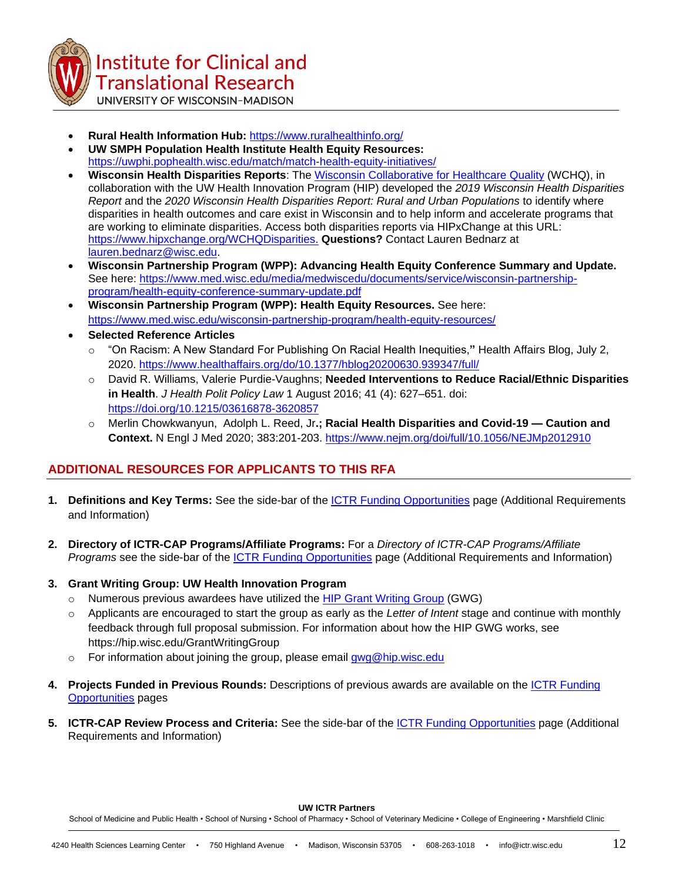- **Rural Health Information Hub:** https://www.ruralhealthinfo.org/
- **UW SMPH Population Health Institute Health Equity Resources:** https://uwphi.pophealth.wisc.edu/match/match-health-equity-initiatives/
- **Wisconsin Health Disparities Reports**: The Wisconsin Collaborative for Healthcare Quality (WCHQ), in collaboration with the UW Health Innovation Program (HIP) developed the *2019 Wisconsin Health Disparities Report* and the *2020 Wisconsin Health Disparities Report: Rural and Urban Populations* to identify where disparities in health outcomes and care exist in Wisconsin and to help inform and accelerate programs that are working to eliminate disparities. Access both disparities reports via HIPxChange at this URL: https://www.hipxchange.org/WCHQDisparities. **Questions?** Contact Lauren Bednarz at lauren.bednarz@wisc.edu.
- **Wisconsin Partnership Program (WPP): Advancing Health Equity Conference Summary and Update.** See here: https://www.med.wisc.edu/media/medwiscedu/documents/service/wisconsin-partnership-program/health-equity-conference-summary-update.pdf
- **Wisconsin Partnership Program (WPP): Health Equity Resources.** See here: https://www.med.wisc.edu/wisconsin-partnership-program/health-equity-resources/
- **Selected Reference Articles**
  - "On Racism: A New Standard For Publishing On Racial Health Inequities,**"** Health Affairs Blog, July 2, 2020. https://www.healthaffairs.org/do/10.1377/hblog20200630.939347/full/
  - David R. Williams, Valerie Purdie-Vaughns; **Needed Interventions to Reduce Racial/Ethnic Disparities in Health**. *J Health Polit Policy Law* 1 August 2016; 41 (4): 627–651. doi: https://doi.org/10.1215/03616878-3620857
  - Merlin Chowkwanyun, Adolph L. Reed, Jr**.; Racial Health Disparities and Covid-19 — Caution and Context.** N Engl J Med 2020; 383:201-203. https://www.nejm.org/doi/full/10.1056/NEJMp2012910

## ADDITIONAL RESOURCES FOR APPLICANTS TO THIS RFA

1. **Definitions and Key Terms:** See the side-bar of the ICTR Funding Opportunities page (Additional Requirements and Information)

2. **Directory of ICTR-CAP Programs/Affiliate Programs:** For a *Directory of ICTR-CAP Programs/Affiliate Programs* see the side-bar of the ICTR Funding Opportunities page (Additional Requirements and Information)

3. **Grant Writing Group: UW Health Innovation Program**
   - Numerous previous awardees have utilized the HIP Grant Writing Group (GWG)
   - Applicants are encouraged to start the group as early as the *Letter of Intent* stage and continue with monthly feedback through full proposal submission. For information about how the HIP GWG works, see https://hip.wisc.edu/GrantWritingGroup
   - For information about joining the group, please email gwg@hip.wisc.edu

4. **Projects Funded in Previous Rounds:** Descriptions of previous awards are available on the ICTR Funding Opportunities pages

5. **ICTR-CAP Review Process and Criteria:** See the side-bar of the ICTR Funding Opportunities page (Additional Requirements and Information)